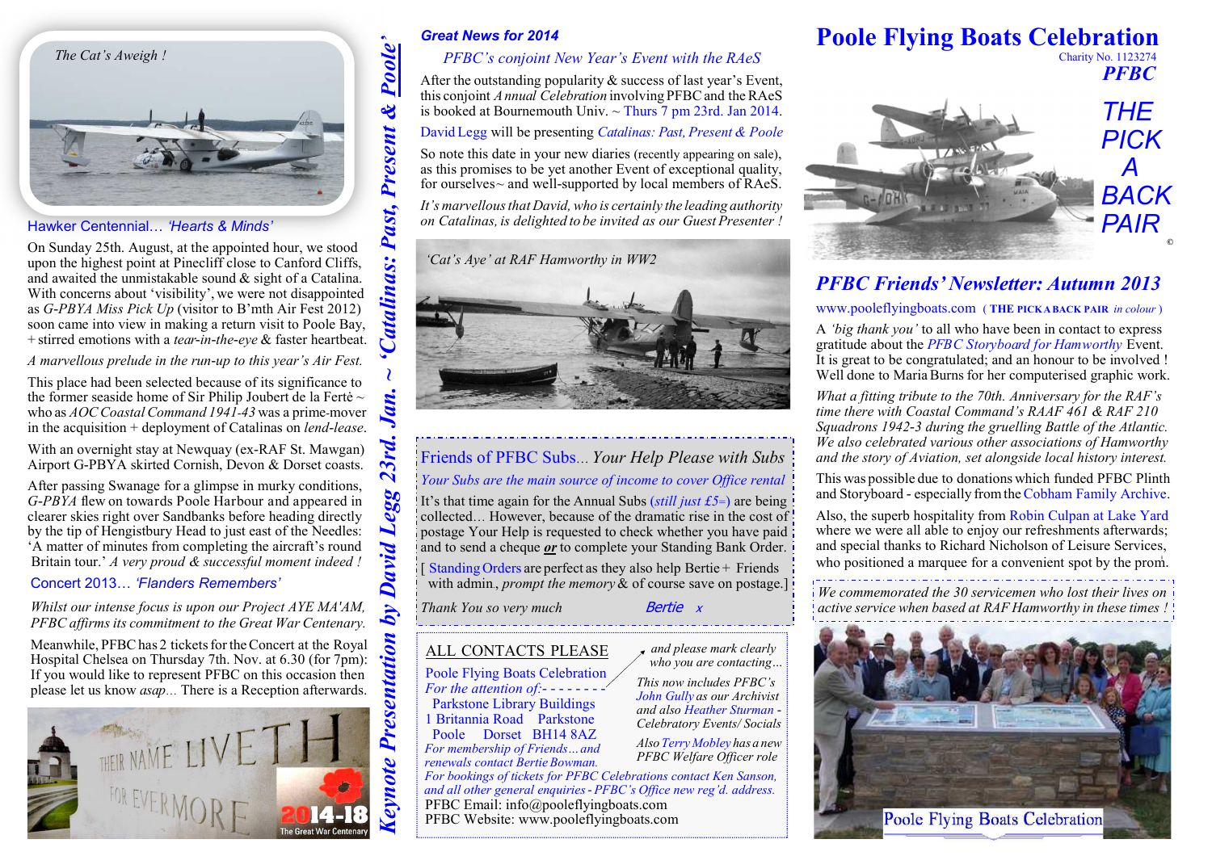# Poole Flying Boats Celebration

Charity No. 1123274

**PFBC**

THE PICK A BACK PAIR

©

## PFBC Friends' Newsletter: Autumn 2013

www.pooleflyingboats.com ( **THE PICK A BACK PAIR** *in colour* )

A *'big thank you'* to all who have been in contact to express gratitude about the *PFBC Storyboard for Hamworthy* Event. It is great to be congratulated; and an honour to be involved ! Well done to Maria Burns for her computerised graphic work.

*What a fitting tribute to the 70th. Anniversary for the RAF's time there with Coastal Command's RAAF 461 & RAF 210 Squadrons 1942-3 during the gruelling Battle of the Atlantic. We also celebrated various other associations of Hamworthy and the story of Aviation, set alongside local history interest.*

This was possible due to donations which funded PFBC Plinth and Storyboard - especially from the Cobham Family Archive.

Also, the superb hospitality from Robin Culpan at Lake Yard where we were all able to enjoy our refreshments afterwards; and special thanks to Richard Nicholson of Leisure Services, who positioned a marquee for a convenient spot by the prom.

*We commemorated the 30 servicemen who lost their lives on active service when based at RAF Hamworthy in these times !*

Poole Flying Boats Celebration

---

*The Cat's Aweigh !*

### Hawker Centennial… *'Hearts & Minds'*

On Sunday 25th. August, at the appointed hour, we stood upon the highest point at Pinecliff close to Canford Cliffs, and awaited the unmistakable sound & sight of a Catalina. With concerns about 'visibility', we were not disappointed as *G-PBYA Miss Pick Up* (visitor to B'mth Air Fest 2012) soon came into view in making a return visit to Poole Bay, + stirred emotions with a *tear-in-the-eye* & faster heartbeat.

*A marvellous prelude in the run-up to this year's Air Fest.*

This place had been selected because of its significance to the former seaside home of Sir Philip Joubert de la Fertè ~ who as *AOC Coastal Command 1941-43* was a prime-mover in the acquisition + deployment of Catalinas on *lend-lease*.

With an overnight stay at Newquay (ex-RAF St. Mawgan) Airport G-PBYA skirted Cornish, Devon & Dorset coasts.

After passing Swanage for a glimpse in murky conditions, *G-PBYA* flew on towards Poole Harbour and appeared in clearer skies right over Sandbanks before heading directly by the tip of Hengistbury Head to just east of the Needles: 'A matter of minutes from completing the aircraft's round Britain tour.' *A very proud & successful moment indeed !*

### Concert 2013… *'Flanders Remembers'*

*Whilst our intense focus is upon our Project AYE MA'AM, PFBC affirms its commitment to the Great War Centenary.*

Meanwhile, PFBC has 2 tickets for the Concert at the Royal Hospital Chelsea on Thursday 7th. Nov. at 6.30 (for 7pm): If you would like to represent PFBC on this occasion then please let us know *asap…* There is a Reception afterwards.

THEIR NAME LIVETH FOR EVERMORE — 2014-18 The Great War Centenary

---

*Keynote Presentation by David Legg 23rd. Jan. ~ 'Catalinas: Past, Present & Poole'*

---

### Great News for 2014

*PFBC's conjoint New Year's Event with the RAeS*

After the outstanding popularity & success of last year's Event, this conjoint *A nnual Celebration* involving PFBC and the RAeS is booked at Bournemouth Univ. ~ Thurs 7 pm 23rd. Jan 2014.

David Legg will be presenting *Catalinas: Past, Present & Poole*

So note this date in your new diaries (recently appearing on sale), as this promises to be yet another Event of exceptional quality, for ourselves ~ and well-supported by local members of RAeS.

*It's marvellous that David, who is certainly the leading authority on Catalinas, is delighted to be invited as our Guest Presenter !*

*'Cat's Aye' at RAF Hamworthy in WW2*

### Friends of PFBC Subs… *Your Help Please with Subs*

*Your Subs are the main source of income to cover Office rental*

It's that time again for the Annual Subs (*still just £5=*) are being collected… However, because of the dramatic rise in the cost of postage Your Help is requested to check whether you have paid and to send a cheque ***or*** to complete your Standing Bank Order.

[ Standing Orders are perfect as they also help Bertie + Friends with admin., *prompt the memory* & of course save on postage.]

*Thank You so very much* Bertie *x*

### ALL CONTACTS PLEASE

*and please mark clearly who you are contacting…*

Poole Flying Boats Celebration
*For the attention of:- - - - - - -*
Parkstone Library Buildings
1 Britannia Road Parkstone
Poole Dorset BH14 8AZ

*This now includes PFBC's John Gully as our Archivist and also Heather Sturman - Celebratory Events/ Socials*

*Also Terry Mobley has a new PFBC Welfare Officer role*

*For membership of Friends… and renewals contact Bertie Bowman.*

*For bookings of tickets for PFBC Celebrations contact Ken Sanson, and all other general enquiries - PFBC's Office new reg'd. address.*

PFBC Email: info@pooleflyingboats.com
PFBC Website: www.pooleflyingboats.com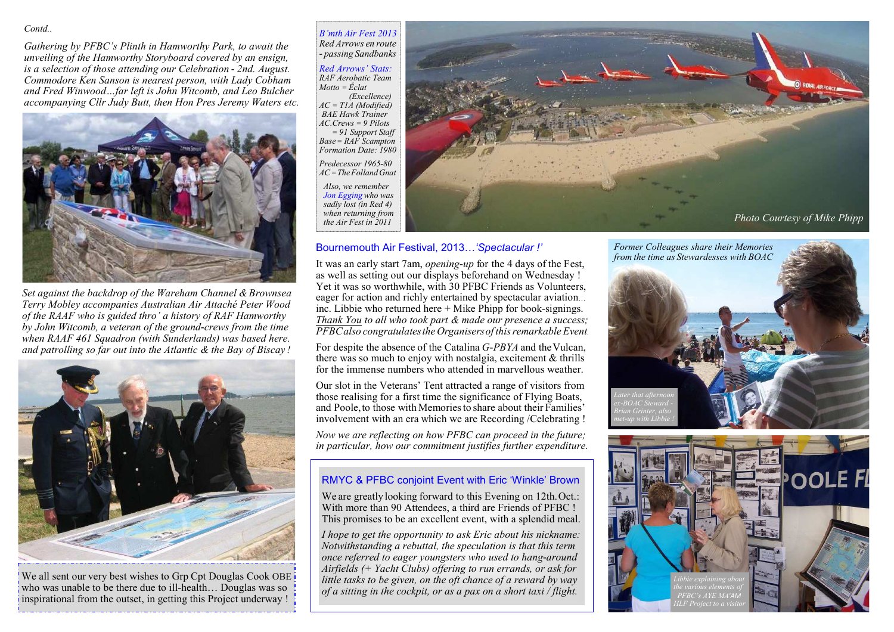*Contd..*

*Gathering by PFBC's Plinth in Hamworthy Park, to await the unveiling of the Hamworthy Storyboard covered by an ensign, is a selection of those attending our Celebration - 2nd. August. Commodore Ken Sanson is nearest person, with Lady Cobham and Fred Winwood…far left is John Witcomb, and Leo Bulcher accompanying Cllr Judy Butt, then Hon Pres Jeremy Waters etc.*

*Set against the backdrop of the Wareham Channel & Brownsea Terry Mobley accompanies Australian Air Attaché Peter Wood of the RAAF who is guided thro' a history of RAF Hamworthy by John Witcomb, a veteran of the ground-crews from the time when RAAF 461 Squadron (with Sunderlands) was based here. and patrolling so far out into the Atlantic & the Bay of Biscay !*

We all sent our very best wishes to Grp Cpt Douglas Cook OBE who was unable to be there due to ill-health… Douglas was so inspirational from the outset, in getting this Project underway !

*B'mth Air Fest 2013*
*Red Arrows en route - passing Sandbanks*

*Red Arrows' Stats:*
*RAF Aerobatic Team*
*Motto = Éclat (Excellence)*
*AC = T1A (Modified) BAE Hawk Trainer*
*AC.Crews = 9 Pilots = 91 Support Staff*
*Base = RAF Scampton*
*Formation Date: 1980*

*Predecessor 1965-80*
*AC = The Folland Gnat*

*Also, we remember Jon Egging who was sadly lost (in Red 4) when returning from the Air Fest in 2011*

*Photo Courtesy of Mike Phipp*

## Bournemouth Air Festival, 2013…*'Spectacular !'*

It was an early start 7am, *opening-up* for the 4 days of the Fest, as well as setting out our displays beforehand on Wednesday ! Yet it was so worthwhile, with 30 PFBC Friends as Volunteers, eager for action and richly entertained by spectacular aviation... inc. Libbie who returned here + Mike Phipp for book-signings. *Thank You to all who took part & made our presence a success; PFBC also congratulates the Organisers of this remarkable Event.*

For despite the absence of the Catalina *G-PBYA* and the Vulcan, there was so much to enjoy with nostalgia, excitement & thrills for the immense numbers who attended in marvellous weather.

Our slot in the Veterans' Tent attracted a range of visitors from those realising for a first time the significance of Flying Boats, and Poole, to those with Memories to share about their Families' involvement with an era which we are Recording /Celebrating !

*Now we are reflecting on how PFBC can proceed in the future; in particular, how our commitment justifies further expenditure.*

*Former Colleagues share their Memories from the time as Stewardesses with BOAC*

*Later that afternoon ex-BOAC Steward - Brian Grinter, also met-up with Libbie !*

*Libbie explaining about the various elements of PFBC's AYE MA'AM HLF Project to a visitor*

## RMYC & PFBC conjoint Event with Eric 'Winkle' Brown

We are greatly looking forward to this Evening on 12th. Oct.: With more than 90 Attendees, a third are Friends of PFBC ! This promises to be an excellent event, with a splendid meal.

*I hope to get the opportunity to ask Eric about his nickname: Notwithstanding a rebuttal, the speculation is that this term once referred to eager youngsters who used to hang-around Airfields (+ Yacht Clubs) offering to run errands, or ask for little tasks to be given, on the oft chance of a reward by way of a sitting in the cockpit, or as a pax on a short taxi / flight.*